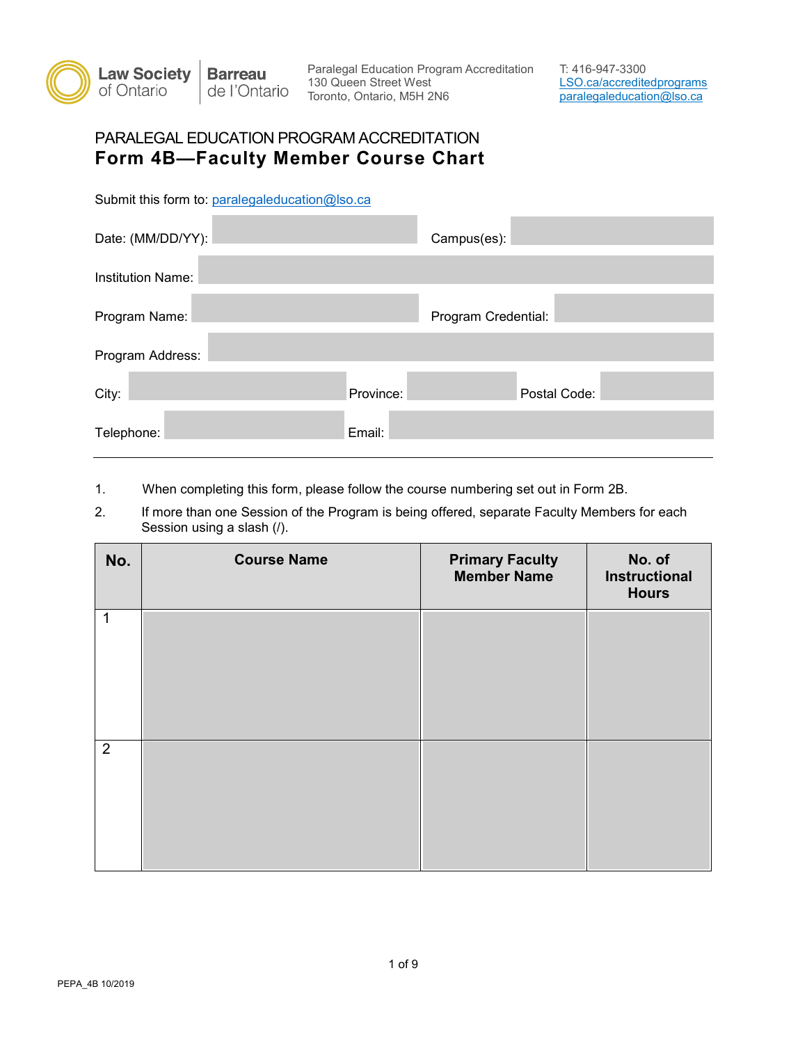Law Society of Ontario | Barreau de l'Ontario

Paralegal Education Program Accreditation
130 Queen Street West
Toronto, Ontario, M5H 2N6

T: 416-947-3300
LSO.ca/accreditedprograms
paralegaleducation@lso.ca

PARALEGAL EDUCATION PROGRAM ACCREDITATION

# Form 4B—Faculty Member Course Chart

Submit this form to: paralegaleducation@lso.ca

Date: (MM/DD/YY):

Campus(es):

Institution Name:

Program Name:

Program Credential:

Program Address:

City:

Province:

Postal Code:

Telephone:

Email:

---

1. When completing this form, please follow the course numbering set out in Form 2B.
2. If more than one Session of the Program is being offered, separate Faculty Members for each Session using a slash (/).

| No. | Course Name | Primary Faculty Member Name | No. of Instructional Hours |
|---|---|---|---|
| 1 | | | |
| 2 | | | |

PEPA_4B 10/2019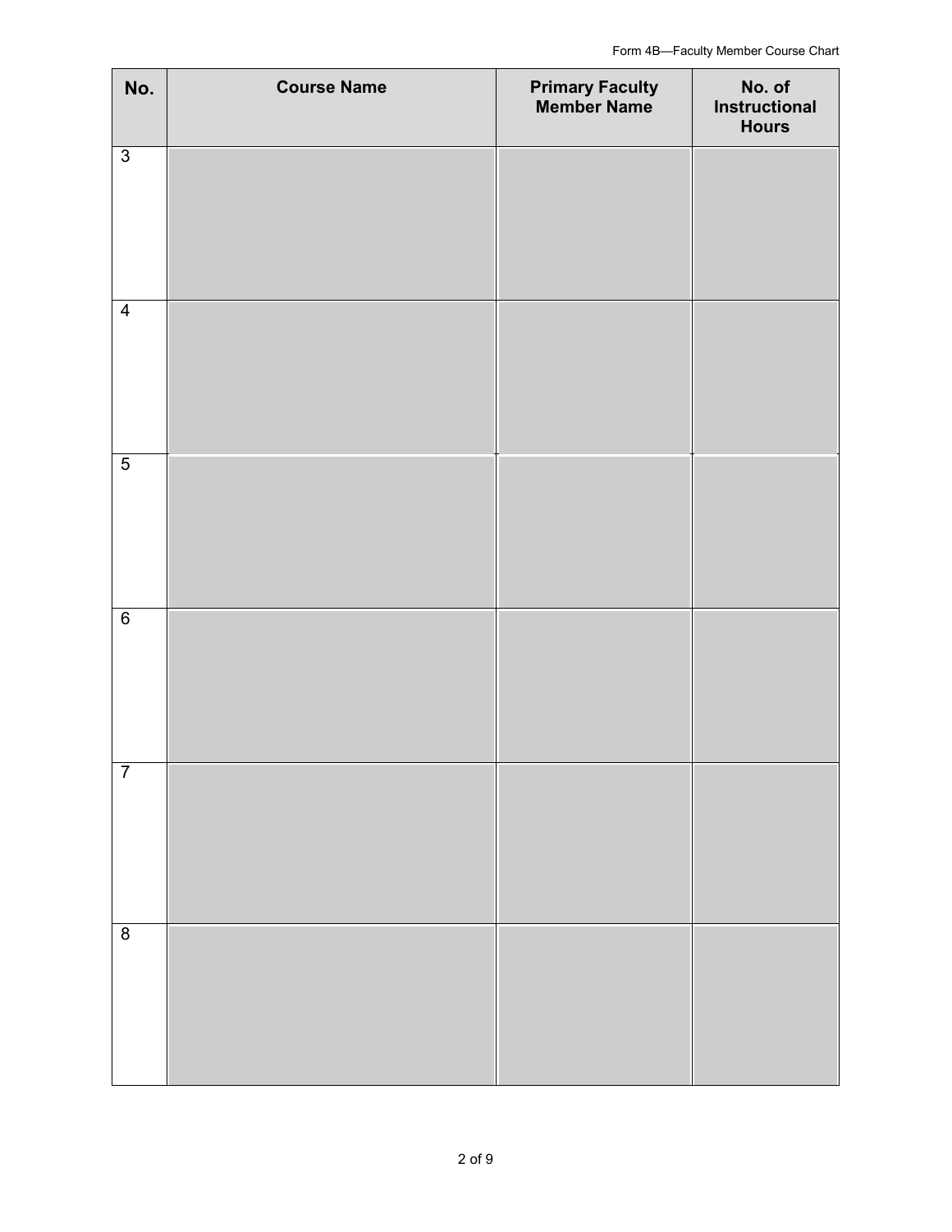| No. | Course Name | Primary Faculty Member Name | No. of Instructional Hours |
|---|---|---|---|
| 3 | | | |
| 4 | | | |
| 5 | | | |
| 6 | | | |
| 7 | | | |
| 8 | | | |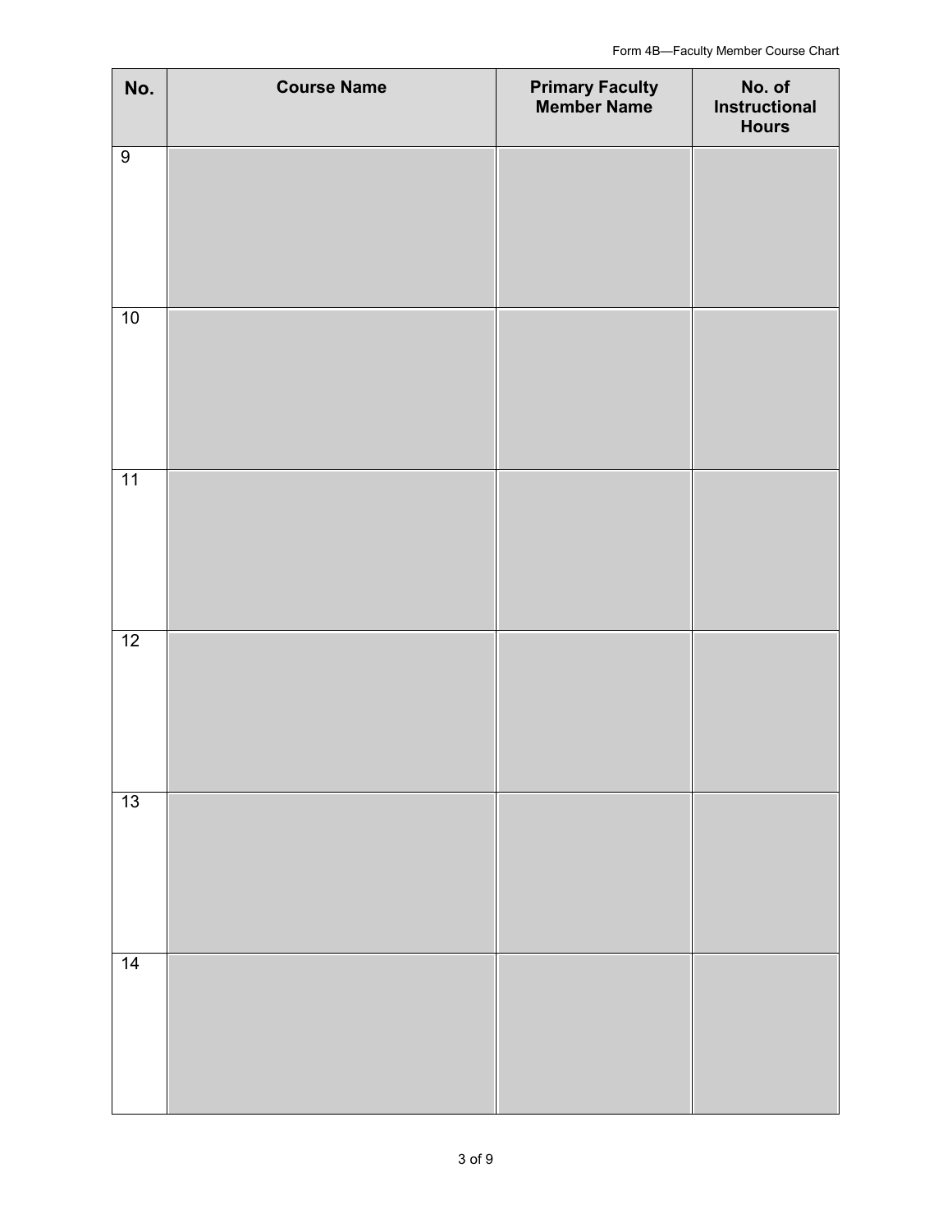| No. | Course Name | Primary Faculty Member Name | No. of Instructional Hours |
|---|---|---|---|
| 9 | | | |
| 10 | | | |
| 11 | | | |
| 12 | | | |
| 13 | | | |
| 14 | | | |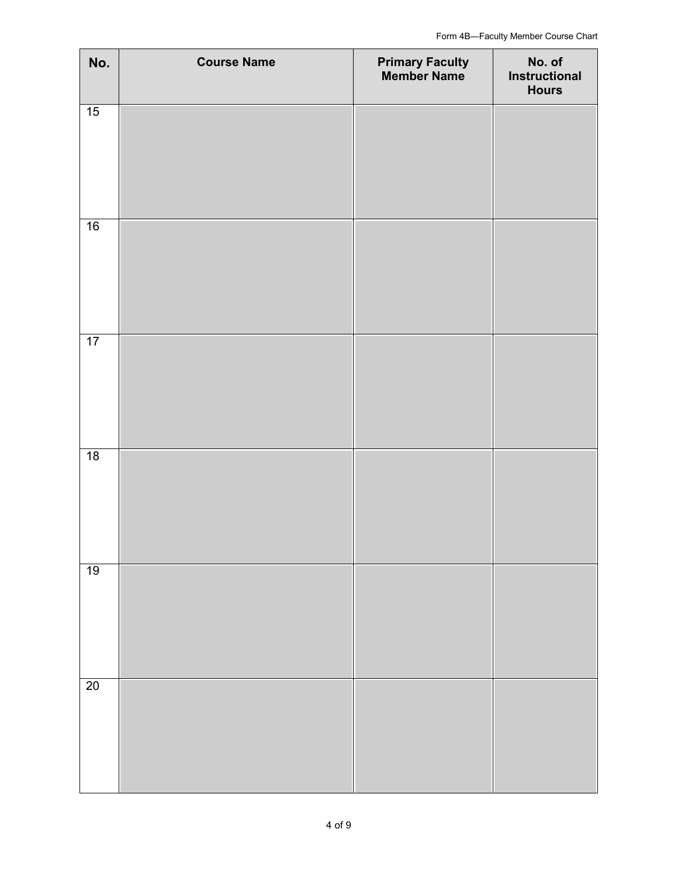| No. | Course Name | Primary Faculty Member Name | No. of Instructional Hours |
|---|---|---|---|
| 15 | | | |
| 16 | | | |
| 17 | | | |
| 18 | | | |
| 19 | | | |
| 20 | | | |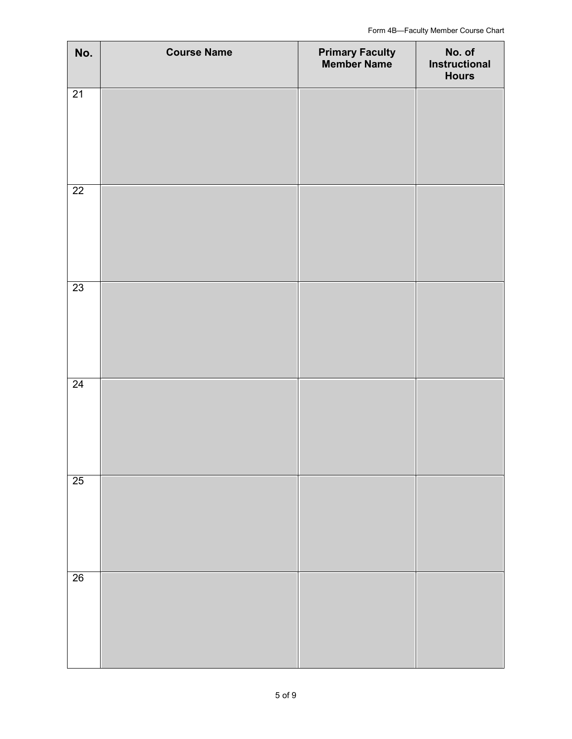| No. | Course Name | Primary Faculty Member Name | No. of Instructional Hours |
|---|---|---|---|
| 21 | | | |
| 22 | | | |
| 23 | | | |
| 24 | | | |
| 25 | | | |
| 26 | | | |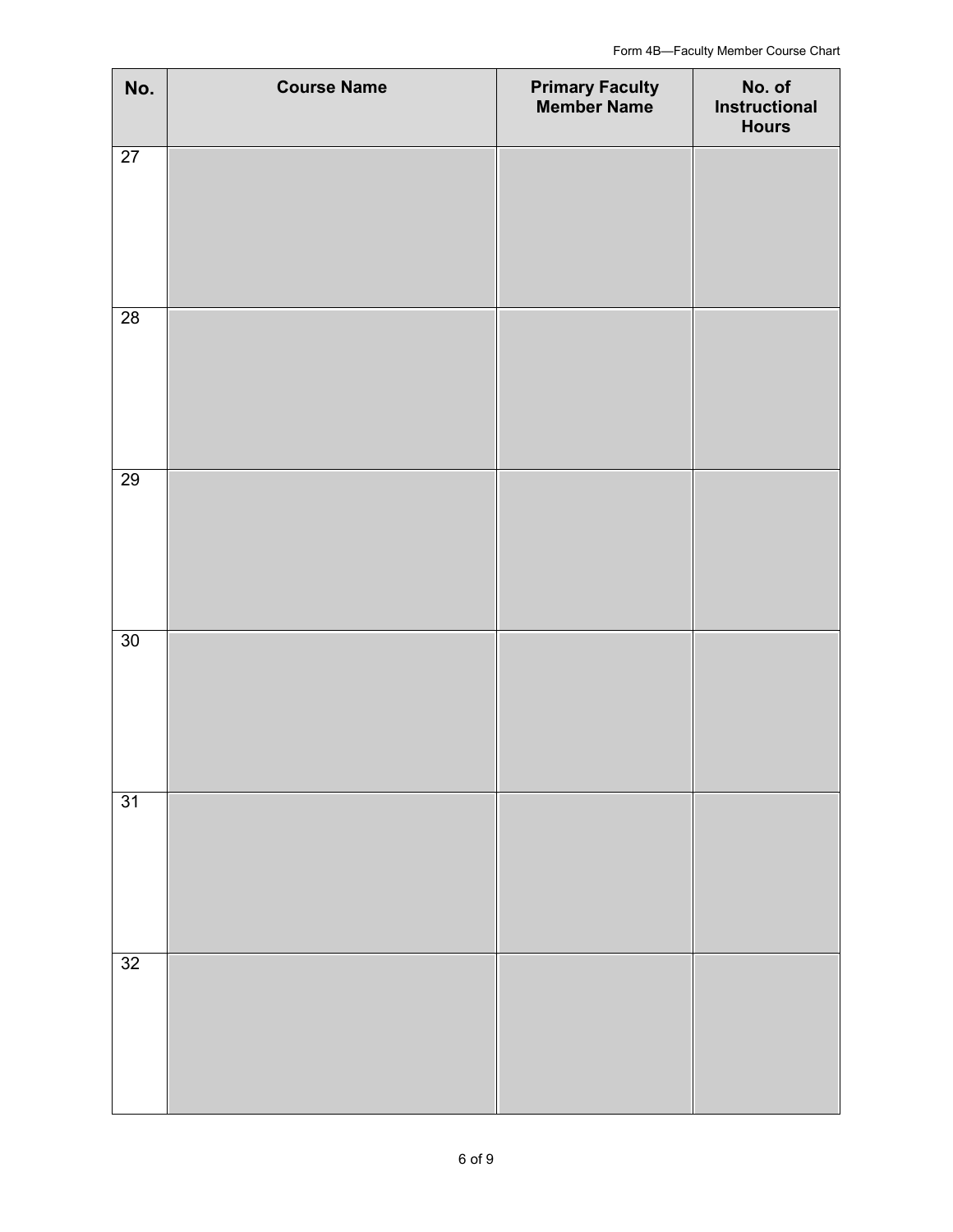| No. | Course Name | Primary Faculty Member Name | No. of Instructional Hours |
| --- | --- | --- | --- |
| 27 | | | |
| 28 | | | |
| 29 | | | |
| 30 | | | |
| 31 | | | |
| 32 | | | |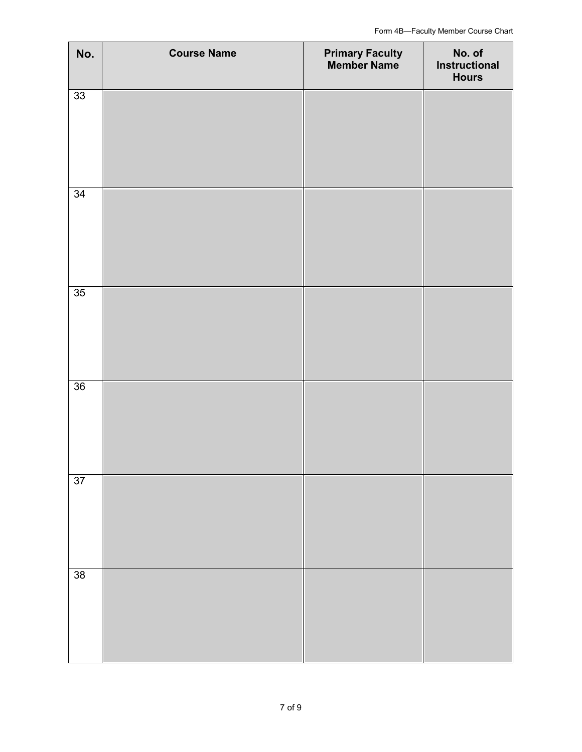| No. | Course Name | Primary Faculty Member Name | No. of Instructional Hours |
|---|---|---|---|
| 33 | | | |
| 34 | | | |
| 35 | | | |
| 36 | | | |
| 37 | | | |
| 38 | | | |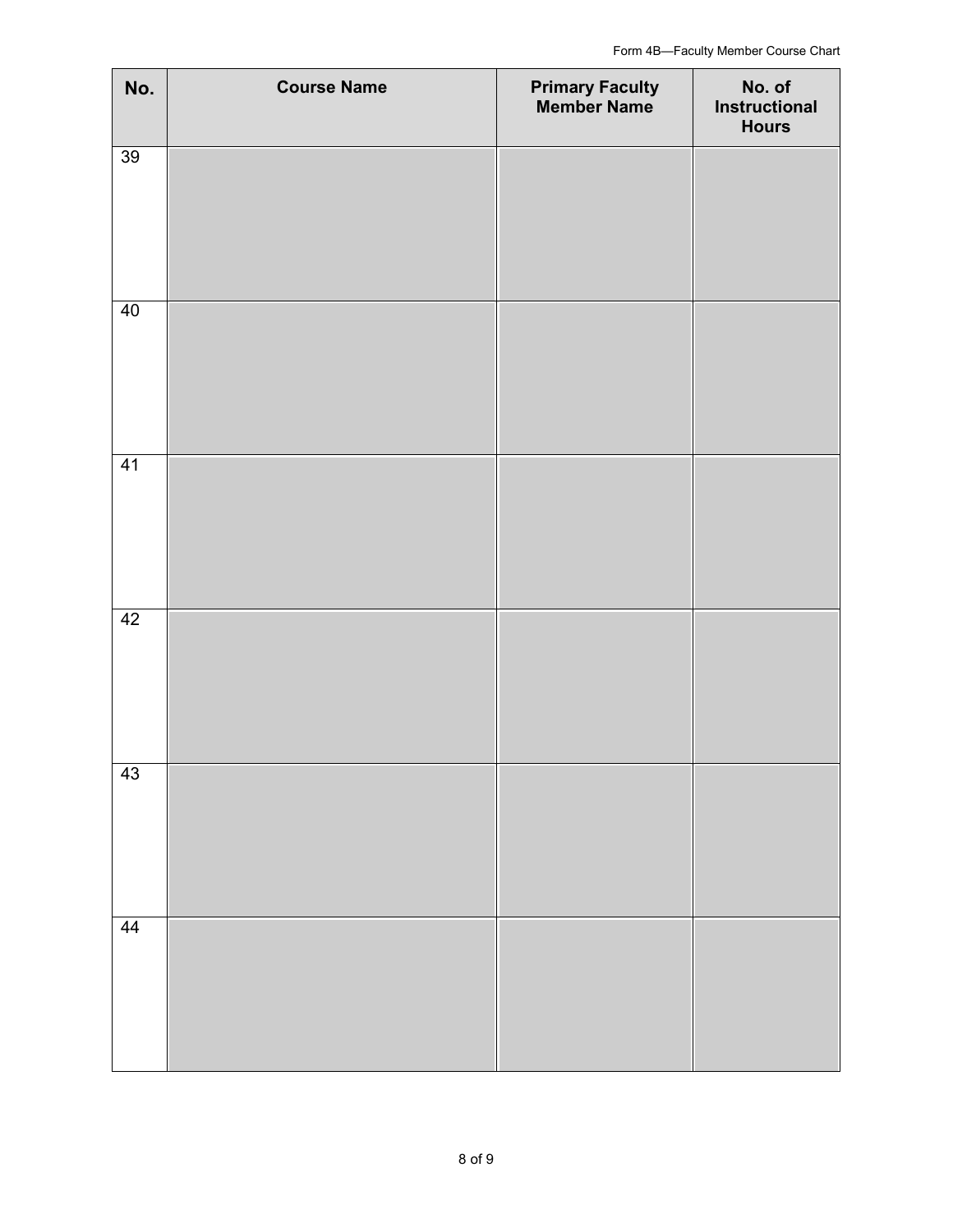| No. | Course Name | Primary Faculty Member Name | No. of Instructional Hours |
|---|---|---|---|
| 39 | | | |
| 40 | | | |
| 41 | | | |
| 42 | | | |
| 43 | | | |
| 44 | | | |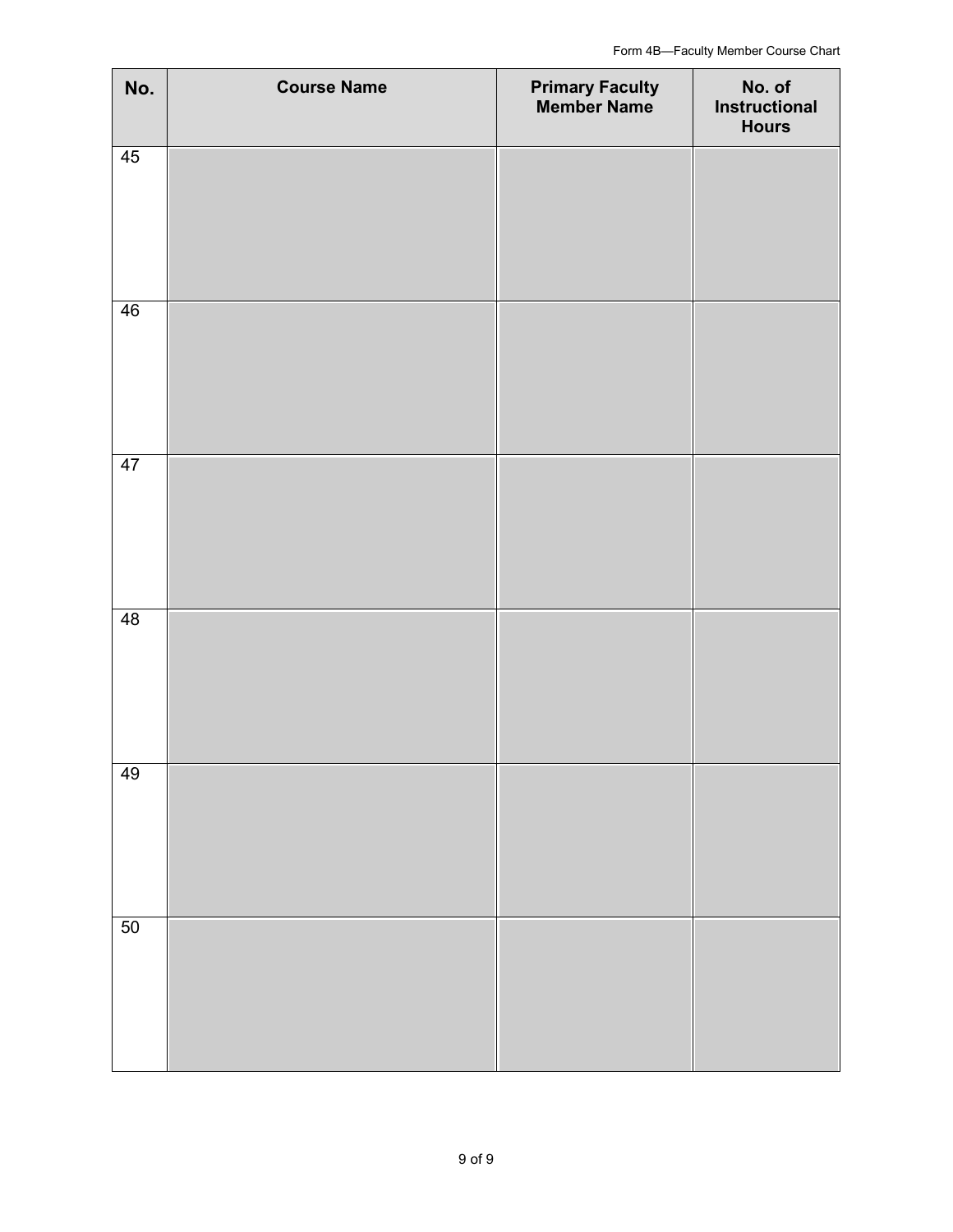| No. | Course Name | Primary Faculty Member Name | No. of Instructional Hours |
|---|---|---|---|
| 45 | | | |
| 46 | | | |
| 47 | | | |
| 48 | | | |
| 49 | | | |
| 50 | | | |